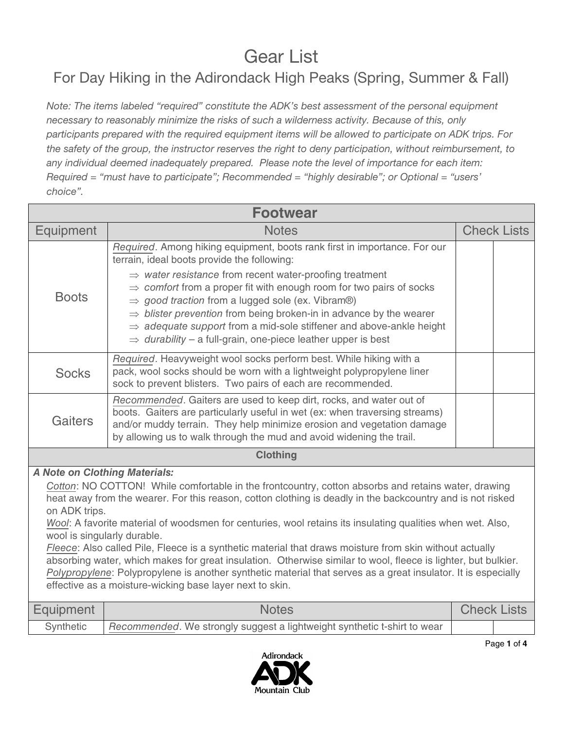# Gear List

## For Day Hiking in the Adirondack High Peaks (Spring, Summer & Fall)

*Note: The items labeled "required" constitute the ADK's best assessment of the personal equipment necessary to reasonably minimize the risks of such a wilderness activity. Because of this, only participants prepared with the required equipment items will be allowed to participate on ADK trips. For the safety of the group, the instructor reserves the right to deny participation, without reimbursement, to any individual deemed inadequately prepared. Please note the level of importance for each item: Required = "must have to participate"; Recommended = "highly desirable"; or Optional = "users' choice".*

### Footwear

| Equipment | Notes | Check Lists | |
|---|---|---|---|
| Boots | *Required*. Among hiking equipment, boots rank first in importance. For our terrain, ideal boots provide the following:<br>⇒ *water resistance* from recent water-proofing treatment<br>⇒ *comfort* from a proper fit with enough room for two pairs of socks<br>⇒ *good traction* from a lugged sole (ex. Vibram®)<br>⇒ *blister prevention* from being broken-in in advance by the wearer<br>⇒ *adequate support* from a mid-sole stiffener and above-ankle height<br>⇒ *durability* – a full-grain, one-piece leather upper is best | | |
| Socks | *Required*. Heavyweight wool socks perform best. While hiking with a pack, wool socks should be worn with a lightweight polypropylene liner sock to prevent blisters. Two pairs of each are recommended. | | |
| Gaiters | *Recommended*. Gaiters are used to keep dirt, rocks, and water out of boots. Gaiters are particularly useful in wet (ex: when traversing streams) and/or muddy terrain. They help minimize erosion and vegetation damage by allowing us to walk through the mud and avoid widening the trail. | | |

### Clothing

***A Note on Clothing Materials:***

*Cotton*: NO COTTON! While comfortable in the frontcountry, cotton absorbs and retains water, drawing heat away from the wearer. For this reason, cotton clothing is deadly in the backcountry and is not risked on ADK trips.

*Wool*: A favorite material of woodsmen for centuries, wool retains its insulating qualities when wet. Also, wool is singularly durable.

*Fleece*: Also called Pile, Fleece is a synthetic material that draws moisture from skin without actually absorbing water, which makes for great insulation. Otherwise similar to wool, fleece is lighter, but bulkier.

*Polypropylene*: Polypropylene is another synthetic material that serves as a great insulator. It is especially effective as a moisture-wicking base layer next to skin.

| Equipment | Notes | Check Lists | |
|---|---|---|---|
| Synthetic | *Recommended*. We strongly suggest a lightweight synthetic t-shirt to wear | | |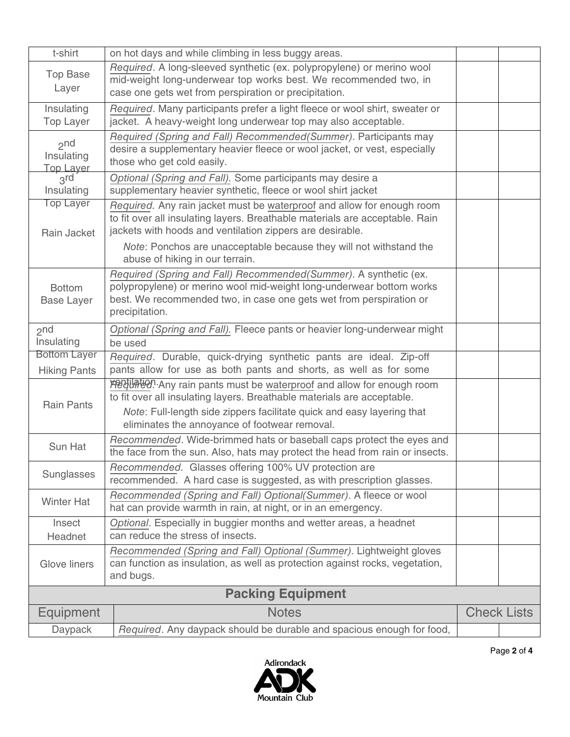| | | | |
|---|---|---|---|
| t-shirt | on hot days and while climbing in less buggy areas. | | |
| Top Base Layer | *Required*. A long-sleeved synthetic (ex. polypropylene) or merino wool mid-weight long-underwear top works best. We recommended two, in case one gets wet from perspiration or precipitation. | | |
| Insulating Top Layer | *Required*. Many participants prefer a light fleece or wool shirt, sweater or jacket. A heavy-weight long underwear top may also acceptable. | | |
| 2nd Insulating Top Layer | *Required (Spring and Fall) Recommended(Summer)*. Participants may desire a supplementary heavier fleece or wool jacket, or vest, especially those who get cold easily. | | |
| 3rd Insulating Top Layer | *Optional (Spring and Fall).* Some participants may desire a supplementary heavier synthetic, fleece or wool shirt jacket | | |
| Rain Jacket | *Required.* Any rain jacket must be waterproof and allow for enough room to fit over all insulating layers. Breathable materials are acceptable. Rain jackets with hoods and ventilation zippers are desirable. *Note*: Ponchos are unacceptable because they will not withstand the abuse of hiking in our terrain. | | |
| Bottom Base Layer | *Required (Spring and Fall) Recommended(Summer)*. A synthetic (ex. polypropylene) or merino wool mid-weight long-underwear bottom works best. We recommended two, in case one gets wet from perspiration or precipitation. | | |
| 2nd Insulating Bottom Layer | *Optional (Spring and Fall).* Fleece pants or heavier long-underwear might be used | | |
| Hiking Pants | *Required*. Durable, quick-drying synthetic pants are ideal. Zip-off pants allow for use as both pants and shorts, as well as for some ventilation. | | |
| Rain Pants | *Required*. Any rain pants must be waterproof and allow for enough room to fit over all insulating layers. Breathable materials are acceptable. *Note*: Full-length side zippers facilitate quick and easy layering that eliminates the annoyance of footwear removal. | | |
| Sun Hat | *Recommended*. Wide-brimmed hats or baseball caps protect the eyes and the face from the sun. Also, hats may protect the head from rain or insects. | | |
| Sunglasses | *Recommended.* Glasses offering 100% UV protection are recommended. A hard case is suggested, as with prescription glasses. | | |
| Winter Hat | *Recommended (Spring and Fall) Optional(Summer)*. A fleece or wool hat can provide warmth in rain, at night, or in an emergency. | | |
| Insect Headnet | *Optional*. Especially in buggier months and wetter areas, a headnet can reduce the stress of insects. | | |
| Glove liners | *Recommended (Spring and Fall) Optional (Summer)*. Lightweight gloves can function as insulation, as well as protection against rocks, vegetation, and bugs. | | |
| **Packing Equipment** | | | |
| Equipment | Notes | Check Lists | |
| Daypack | *Required*. Any daypack should be durable and spacious enough for food, | | |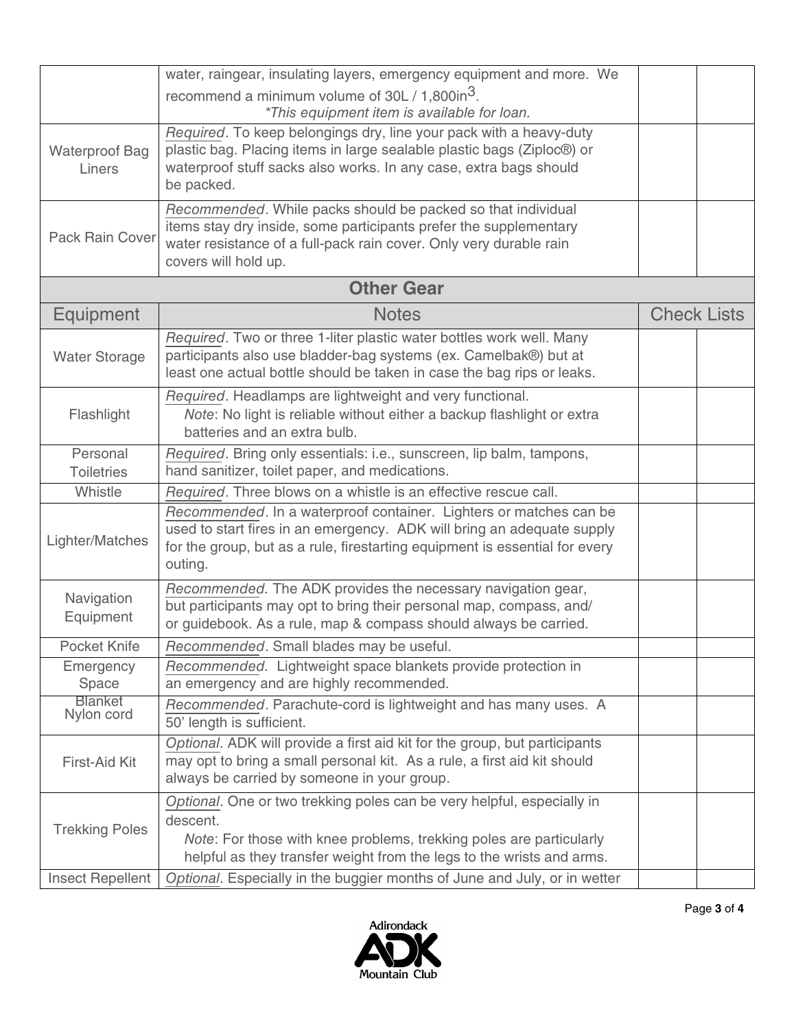| | | | |
|---|---|---|---|
| | water, raingear, insulating layers, emergency equipment and more. We recommend a minimum volume of 30L / 1,800in$^3$. *This equipment item is available for loan.* | | |
| Waterproof Bag Liners | *Required*. To keep belongings dry, line your pack with a heavy-duty plastic bag. Placing items in large sealable plastic bags (Ziploc®) or waterproof stuff sacks also works. In any case, extra bags should be packed. | | |
| Pack Rain Cover | *Recommended*. While packs should be packed so that individual items stay dry inside, some participants prefer the supplementary water resistance of a full-pack rain cover. Only very durable rain covers will hold up. | | |
| **Other Gear** | | | |
| Equipment | Notes | Check Lists | |
| Water Storage | *Required*. Two or three 1-liter plastic water bottles work well. Many participants also use bladder-bag systems (ex. Camelbak®) but at least one actual bottle should be taken in case the bag rips or leaks. | | |
| Flashlight | *Required*. Headlamps are lightweight and very functional. *Note*: No light is reliable without either a backup flashlight or extra batteries and an extra bulb. | | |
| Personal Toiletries | *Required*. Bring only essentials: i.e., sunscreen, lip balm, tampons, hand sanitizer, toilet paper, and medications. | | |
| Whistle | *Required*. Three blows on a whistle is an effective rescue call. | | |
| Lighter/Matches | *Recommended*. In a waterproof container. Lighters or matches can be used to start fires in an emergency. ADK will bring an adequate supply for the group, but as a rule, firestarting equipment is essential for every outing. | | |
| Navigation Equipment | *Recommended*. The ADK provides the necessary navigation gear, but participants may opt to bring their personal map, compass, and/ or guidebook. As a rule, map & compass should always be carried. | | |
| Pocket Knife | *Recommended*. Small blades may be useful. | | |
| Emergency Space Blanket | *Recommended*. Lightweight space blankets provide protection in an emergency and are highly recommended. | | |
| Nylon cord | *Recommended*. Parachute-cord is lightweight and has many uses. A 50' length is sufficient. | | |
| First-Aid Kit | *Optional*. ADK will provide a first aid kit for the group, but participants may opt to bring a small personal kit. As a rule, a first aid kit should always be carried by someone in your group. | | |
| Trekking Poles | *Optional*. One or two trekking poles can be very helpful, especially in descent. *Note*: For those with knee problems, trekking poles are particularly helpful as they transfer weight from the legs to the wrists and arms. | | |
| Insect Repellent | *Optional*. Especially in the buggier months of June and July, or in wetter | | |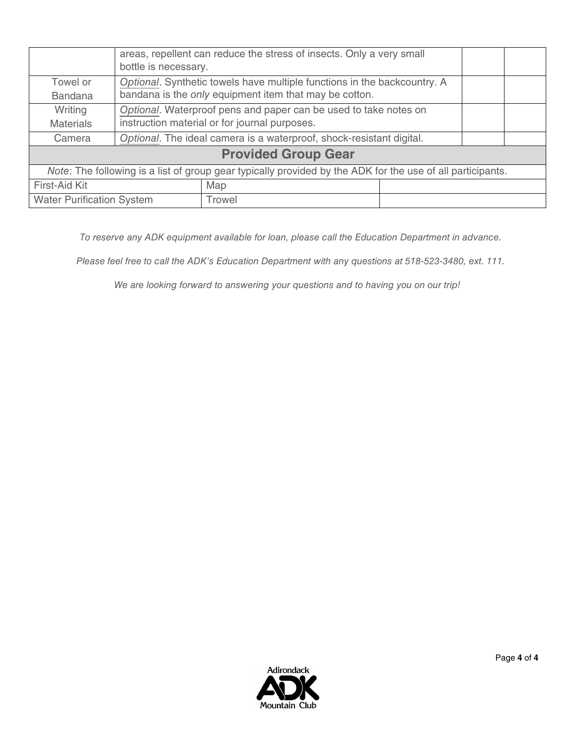| | | | |
|---|---|---|---|
| | areas, repellent can reduce the stress of insects. Only a very small bottle is necessary. | | |
| Towel or Bandana | *Optional*. Synthetic towels have multiple functions in the backcountry. A bandana is the *only* equipment item that may be cotton. | | |
| Writing Materials | *Optional*. Waterproof pens and paper can be used to take notes on instruction material or for journal purposes. | | |
| Camera | *Optional*. The ideal camera is a waterproof, shock-resistant digital. | | |

## Provided Group Gear

*Note*: The following is a list of group gear typically provided by the ADK for the use of all participants.

| | | |
|---|---|---|
| First-Aid Kit | Map | |
| Water Purification System | Trowel | |

*To reserve any ADK equipment available for loan, please call the Education Department in advance.*

*Please feel free to call the ADK's Education Department with any questions at 518-523-3480, ext. 111.*

*We are looking forward to answering your questions and to having you on our trip!*

Adirondack ADK Mountain Club